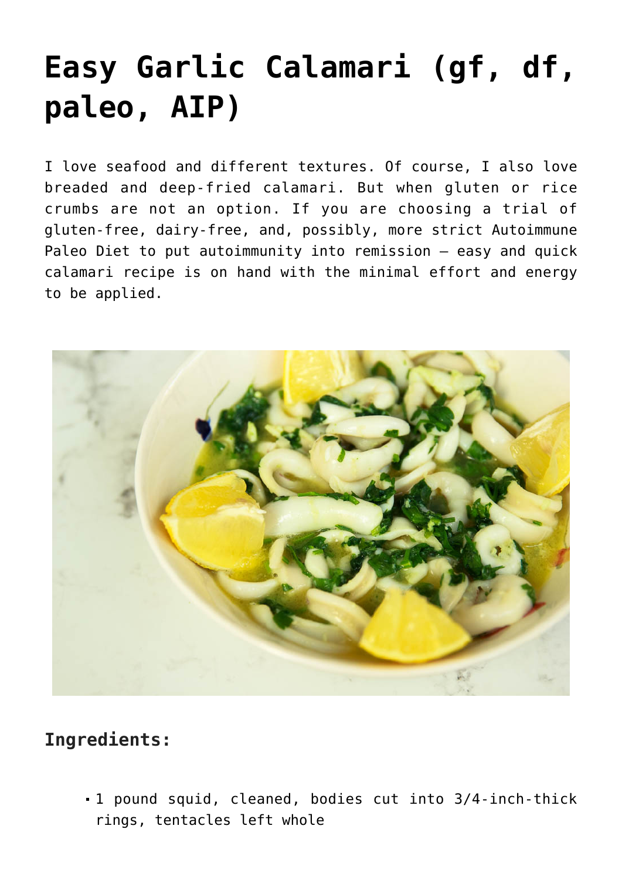# Easy Garlic Calamari (gf, df, paleo, AIP)

I love seafood and different textures. Of course, I also love breaded and deep-fried calamari. But when gluten or rice crumbs are not an option. If you are choosing a trial of gluten-free, dairy-free, and, possibly, more strict Autoimmune Paleo Diet to put autoimmunity into remission – easy and quick calamari recipe is on hand with the minimal effort and energy to be applied.

### Ingredients:

- 1 pound squid, cleaned, bodies cut into 3/4-inch-thick rings, tentacles left whole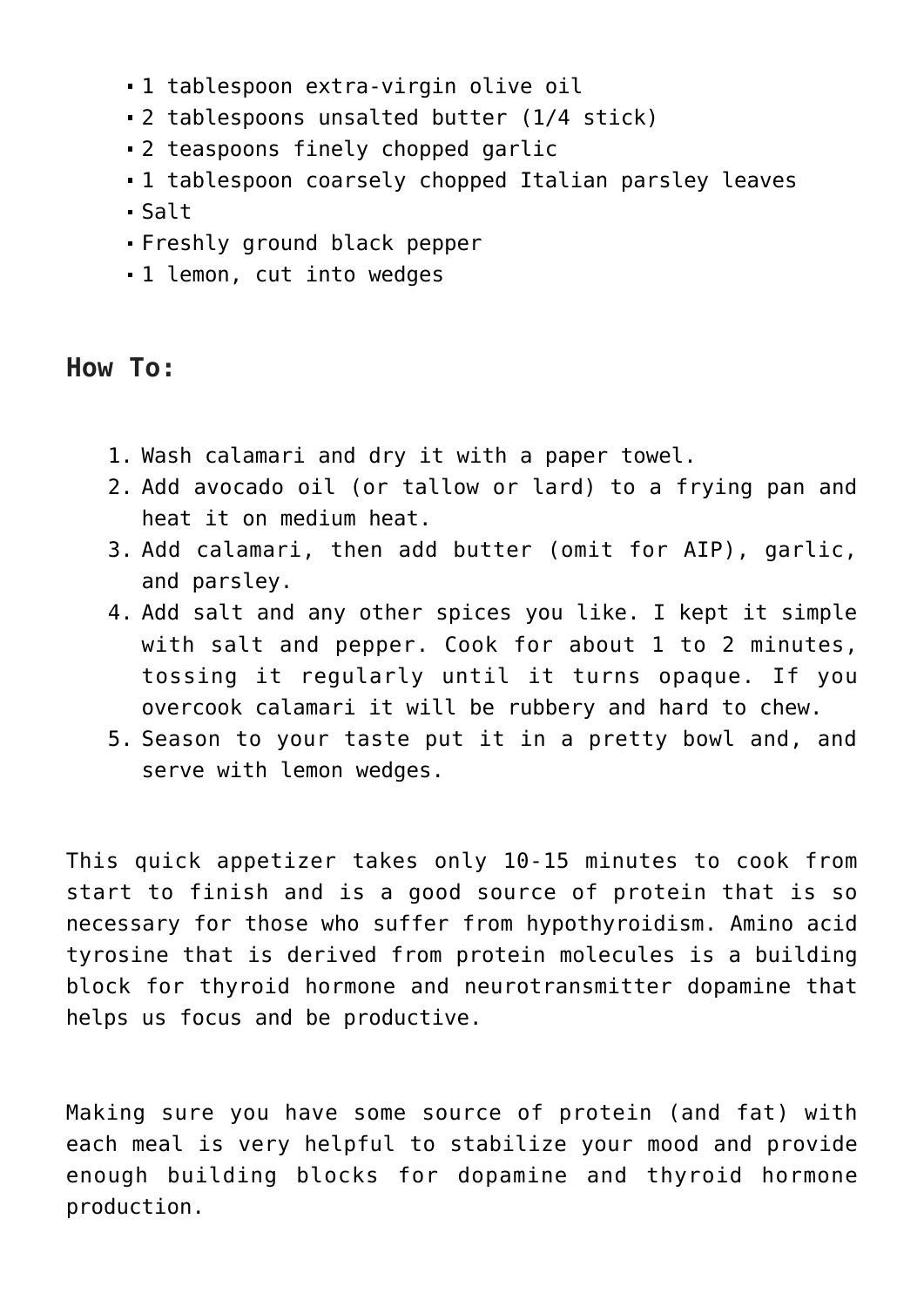- 1 tablespoon extra-virgin olive oil
- 2 tablespoons unsalted butter (1/4 stick)
- 2 teaspoons finely chopped garlic
- 1 tablespoon coarsely chopped Italian parsley leaves
- Salt
- Freshly ground black pepper
- 1 lemon, cut into wedges

## How To:

1. Wash calamari and dry it with a paper towel.
2. Add avocado oil (or tallow or lard) to a frying pan and heat it on medium heat.
3. Add calamari, then add butter (omit for AIP), garlic, and parsley.
4. Add salt and any other spices you like. I kept it simple with salt and pepper. Cook for about 1 to 2 minutes, tossing it regularly until it turns opaque. If you overcook calamari it will be rubbery and hard to chew.
5. Season to your taste put it in a pretty bowl and, and serve with lemon wedges.

This quick appetizer takes only 10-15 minutes to cook from start to finish and is a good source of protein that is so necessary for those who suffer from hypothyroidism. Amino acid tyrosine that is derived from protein molecules is a building block for thyroid hormone and neurotransmitter dopamine that helps us focus and be productive.

Making sure you have some source of protein (and fat) with each meal is very helpful to stabilize your mood and provide enough building blocks for dopamine and thyroid hormone production.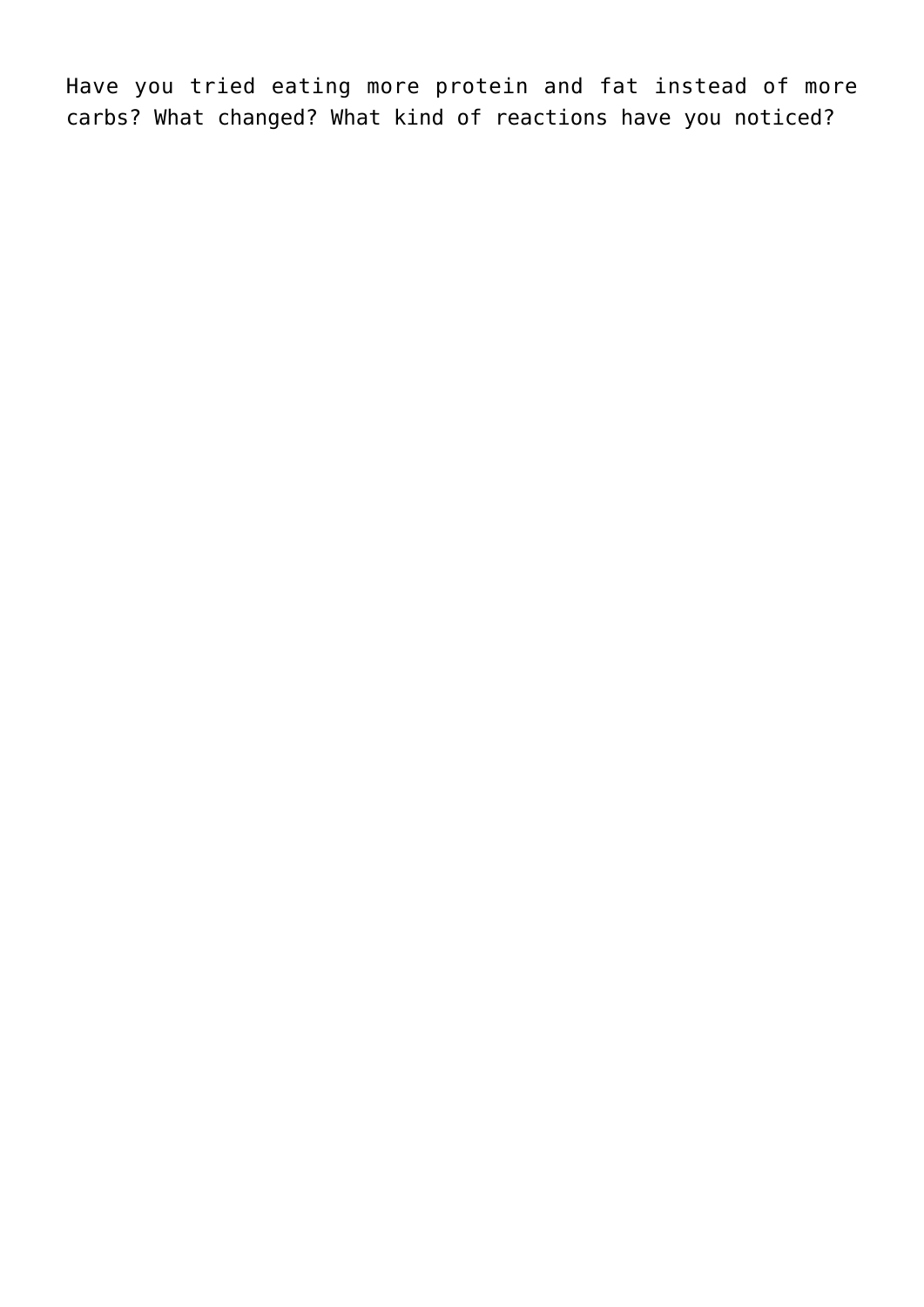Have you tried eating more protein and fat instead of more carbs? What changed? What kind of reactions have you noticed?